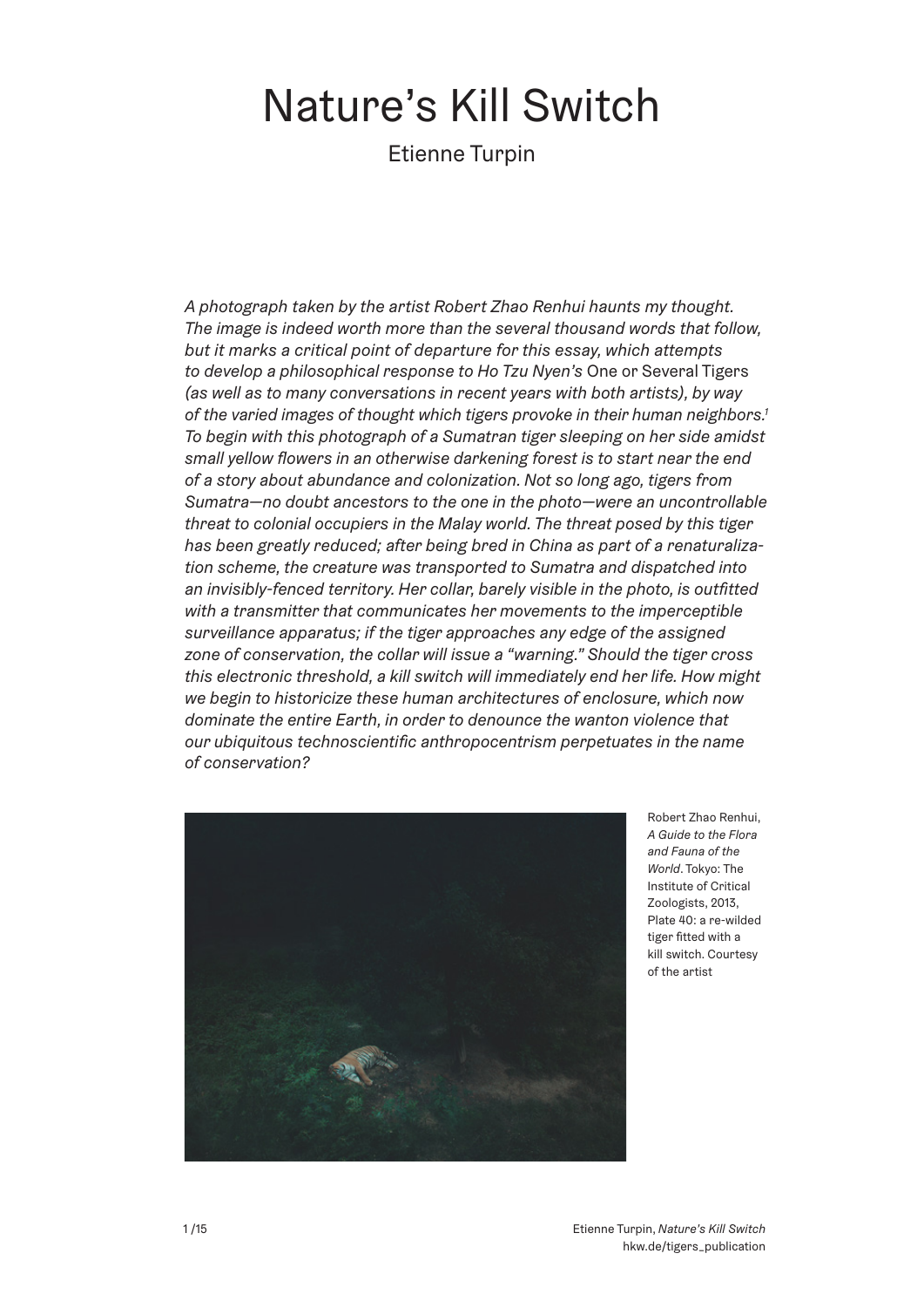# Nature's Kill Switch

Etienne Turpin

*A photograph taken by the artist Robert Zhao Renhui haunts my thought. The image is indeed worth more than the several thousand words that follow, but it marks a critical point of departure for this essay, which attempts to develop a philosophical response to Ho Tzu Nyen's* One or Several Tigers *(as well as to many conversations in recent years with both artists), by way of the varied images of thought which tigers provoke in their human neighbors.*[1] *To begin with this photograph of a Sumatran tiger sleeping on her side amidst small yellow flowers in an otherwise darkening forest is to start near the end of a story about abundance and colonization. Not so long ago, tigers from Sumatra—no doubt ancestors to the one in the photo—were an uncontrollable threat to colonial occupiers in the Malay world. The threat posed by this tiger has been greatly reduced; after being bred in China as part of a renaturalization scheme, the creature was transported to Sumatra and dispatched into an invisibly-fenced territory. Her collar, barely visible in the photo, is outfitted with a transmitter that communicates her movements to the imperceptible surveillance apparatus; if the tiger approaches any edge of the assigned zone of conservation, the collar will issue a "warning." Should the tiger cross this electronic threshold, a kill switch will immediately end her life. How might we begin to historicize these human architectures of enclosure, which now dominate the entire Earth, in order to denounce the wanton violence that our ubiquitous technoscientific anthropocentrism perpetuates in the name of conservation?*

Robert Zhao Renhui, *A Guide to the Flora and Fauna of the World*. Tokyo: The Institute of Critical Zoologists, 2013, Plate 40: a re-wilded tiger fitted with a kill switch. Courtesy of the artist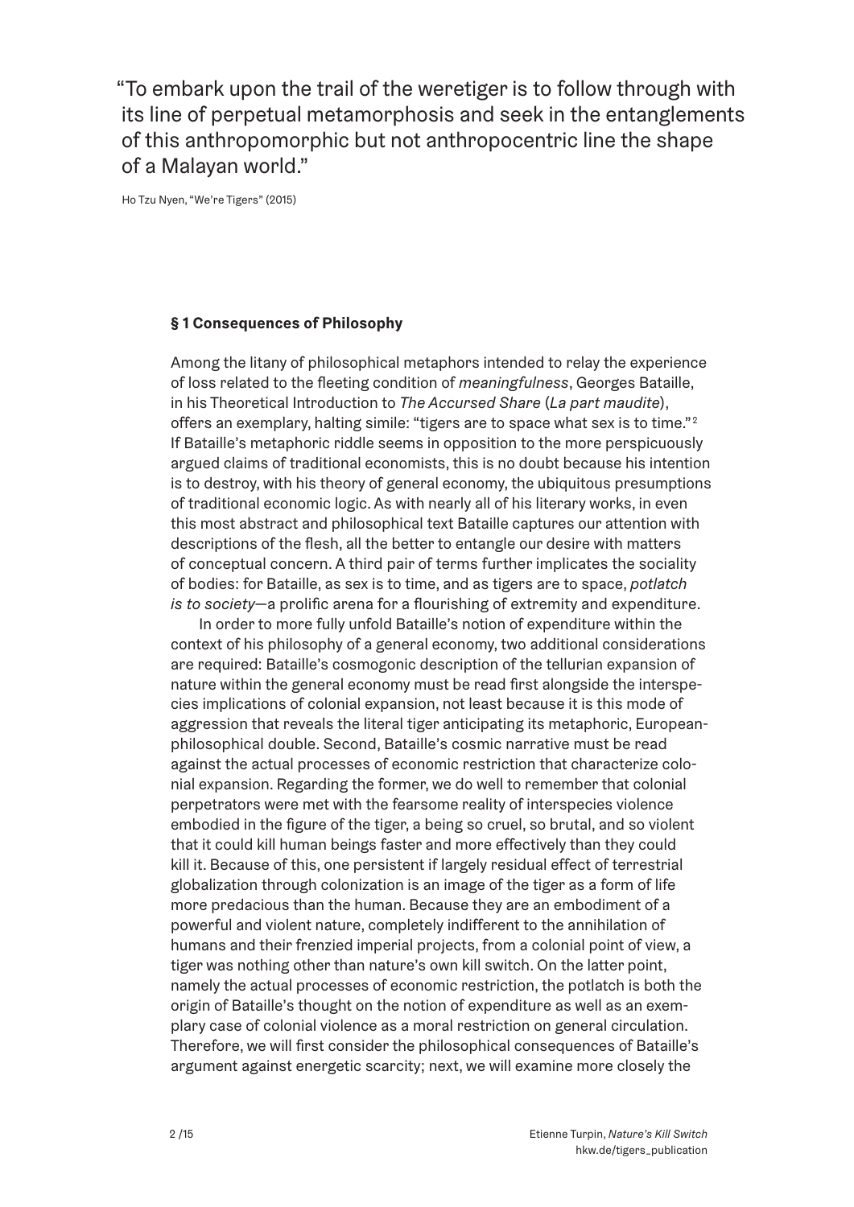> "To embark upon the trail of the weretiger is to follow through with its line of perpetual metamorphosis and seek in the entanglements of this anthropomorphic but not anthropocentric line the shape of a Malayan world."
>
> Ho Tzu Nyen, "We're Tigers" (2015)

### § 1 Consequences of Philosophy

Among the litany of philosophical metaphors intended to relay the experience of loss related to the fleeting condition of *meaningfulness*, Georges Bataille, in his Theoretical Introduction to *The Accursed Share* (*La part maudite*), offers an exemplary, halting simile: "tigers are to space what sex is to time."[2] If Bataille's metaphoric riddle seems in opposition to the more perspicuously argued claims of traditional economists, this is no doubt because his intention is to destroy, with his theory of general economy, the ubiquitous presumptions of traditional economic logic. As with nearly all of his literary works, in even this most abstract and philosophical text Bataille captures our attention with descriptions of the flesh, all the better to entangle our desire with matters of conceptual concern. A third pair of terms further implicates the sociality of bodies: for Bataille, as sex is to time, and as tigers are to space, *potlatch is to society*—a prolific arena for a flourishing of extremity and expenditure.

In order to more fully unfold Bataille's notion of expenditure within the context of his philosophy of a general economy, two additional considerations are required: Bataille's cosmogonic description of the tellurian expansion of nature within the general economy must be read first alongside the interspecies implications of colonial expansion, not least because it is this mode of aggression that reveals the literal tiger anticipating its metaphoric, European-philosophical double. Second, Bataille's cosmic narrative must be read against the actual processes of economic restriction that characterize colonial expansion. Regarding the former, we do well to remember that colonial perpetrators were met with the fearsome reality of interspecies violence embodied in the figure of the tiger, a being so cruel, so brutal, and so violent that it could kill human beings faster and more effectively than they could kill it. Because of this, one persistent if largely residual effect of terrestrial globalization through colonization is an image of the tiger as a form of life more predacious than the human. Because they are an embodiment of a powerful and violent nature, completely indifferent to the annihilation of humans and their frenzied imperial projects, from a colonial point of view, a tiger was nothing other than nature's own kill switch. On the latter point, namely the actual processes of economic restriction, the potlatch is both the origin of Bataille's thought on the notion of expenditure as well as an exemplary case of colonial violence as a moral restriction on general circulation. Therefore, we will first consider the philosophical consequences of Bataille's argument against energetic scarcity; next, we will examine more closely the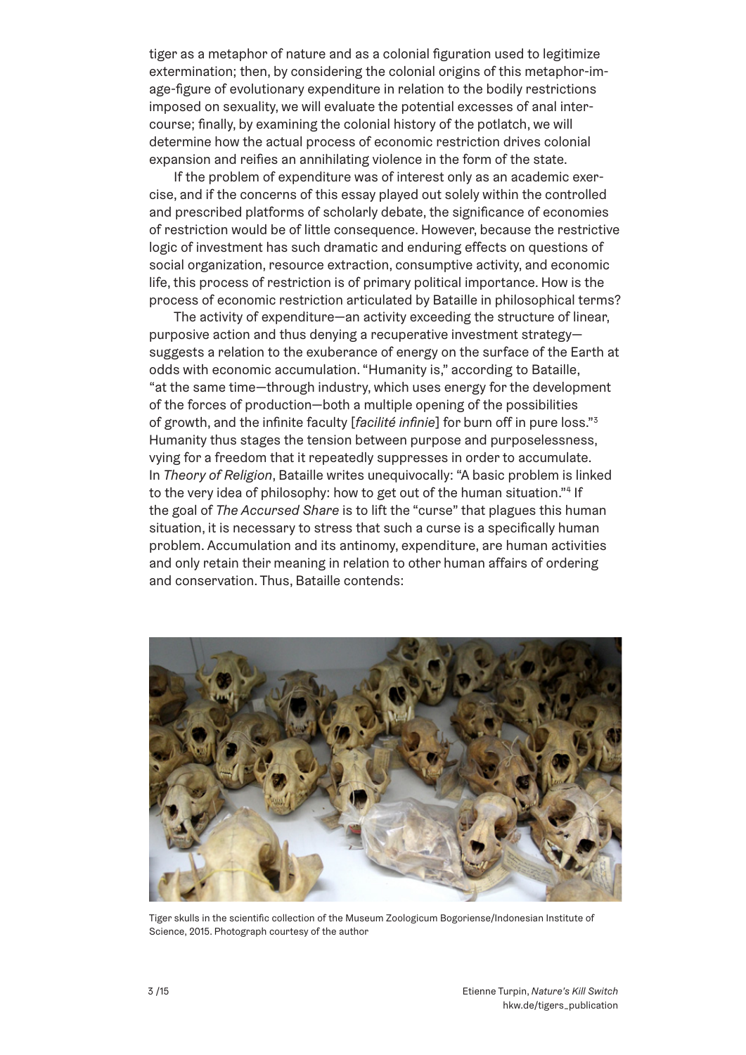tiger as a metaphor of nature and as a colonial figuration used to legitimize extermination; then, by considering the colonial origins of this metaphor-image-figure of evolutionary expenditure in relation to the bodily restrictions imposed on sexuality, we will evaluate the potential excesses of anal intercourse; finally, by examining the colonial history of the potlatch, we will determine how the actual process of economic restriction drives colonial expansion and reifies an annihilating violence in the form of the state.

If the problem of expenditure was of interest only as an academic exercise, and if the concerns of this essay played out solely within the controlled and prescribed platforms of scholarly debate, the significance of economies of restriction would be of little consequence. However, because the restrictive logic of investment has such dramatic and enduring effects on questions of social organization, resource extraction, consumptive activity, and economic life, this process of restriction is of primary political importance. How is the process of economic restriction articulated by Bataille in philosophical terms?

The activity of expenditure—an activity exceeding the structure of linear, purposive action and thus denying a recuperative investment strategy—suggests a relation to the exuberance of energy on the surface of the Earth at odds with economic accumulation. "Humanity is," according to Bataille, "at the same time—through industry, which uses energy for the development of the forces of production—both a multiple opening of the possibilities of growth, and the infinite faculty [*facilité infinie*] for burn off in pure loss."[3] Humanity thus stages the tension between purpose and purposelessness, vying for a freedom that it repeatedly suppresses in order to accumulate. In *Theory of Religion*, Bataille writes unequivocally: "A basic problem is linked to the very idea of philosophy: how to get out of the human situation."[4] If the goal of *The Accursed Share* is to lift the "curse" that plagues this human situation, it is necessary to stress that such a curse is a specifically human problem. Accumulation and its antinomy, expenditure, are human activities and only retain their meaning in relation to other human affairs of ordering and conservation. Thus, Bataille contends:

Tiger skulls in the scientific collection of the Museum Zoologicum Bogoriense/Indonesian Institute of Science, 2015. Photograph courtesy of the author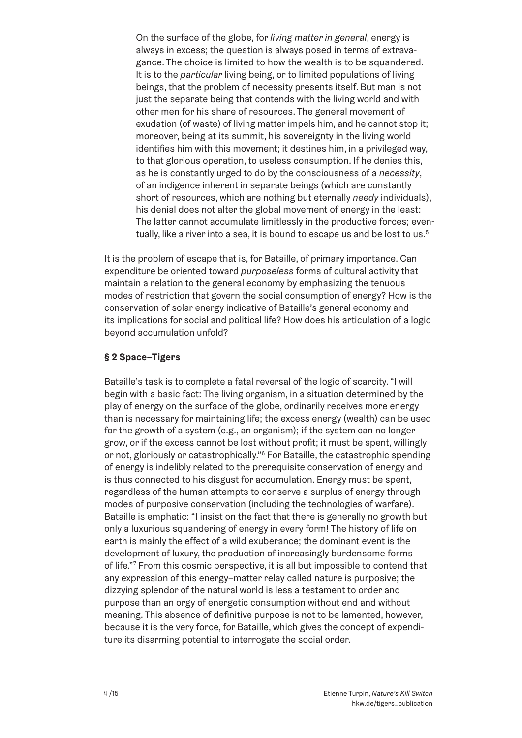> On the surface of the globe, for *living matter in general*, energy is always in excess; the question is always posed in terms of extravagance. The choice is limited to how the wealth is to be squandered. It is to the *particular* living being, or to limited populations of living beings, that the problem of necessity presents itself. But man is not just the separate being that contends with the living world and with other men for his share of resources. The general movement of exudation (of waste) of living matter impels him, and he cannot stop it; moreover, being at its summit, his sovereignty in the living world identifies him with this movement; it destines him, in a privileged way, to that glorious operation, to useless consumption. If he denies this, as he is constantly urged to do by the consciousness of a *necessity*, of an indigence inherent in separate beings (which are constantly short of resources, which are nothing but eternally *needy* individuals), his denial does not alter the global movement of energy in the least: The latter cannot accumulate limitlessly in the productive forces; eventually, like a river into a sea, it is bound to escape us and be lost to us.[5]

It is the problem of escape that is, for Bataille, of primary importance. Can expenditure be oriented toward *purposeless* forms of cultural activity that maintain a relation to the general economy by emphasizing the tenuous modes of restriction that govern the social consumption of energy? How is the conservation of solar energy indicative of Bataille's general economy and its implications for social and political life? How does his articulation of a logic beyond accumulation unfold?

### § 2 Space–Tigers

Bataille's task is to complete a fatal reversal of the logic of scarcity. "I will begin with a basic fact: The living organism, in a situation determined by the play of energy on the surface of the globe, ordinarily receives more energy than is necessary for maintaining life; the excess energy (wealth) can be used for the growth of a system (e.g., an organism); if the system can no longer grow, or if the excess cannot be lost without profit; it must be spent, willingly or not, gloriously or catastrophically."[6] For Bataille, the catastrophic spending of energy is indelibly related to the prerequisite conservation of energy and is thus connected to his disgust for accumulation. Energy must be spent, regardless of the human attempts to conserve a surplus of energy through modes of purposive conservation (including the technologies of warfare). Bataille is emphatic: "I insist on the fact that there is generally no growth but only a luxurious squandering of energy in every form! The history of life on earth is mainly the effect of a wild exuberance; the dominant event is the development of luxury, the production of increasingly burdensome forms of life."[7] From this cosmic perspective, it is all but impossible to contend that any expression of this energy–matter relay called nature is purposive; the dizzying splendor of the natural world is less a testament to order and purpose than an orgy of energetic consumption without end and without meaning. This absence of definitive purpose is not to be lamented, however, because it is the very force, for Bataille, which gives the concept of expenditure its disarming potential to interrogate the social order.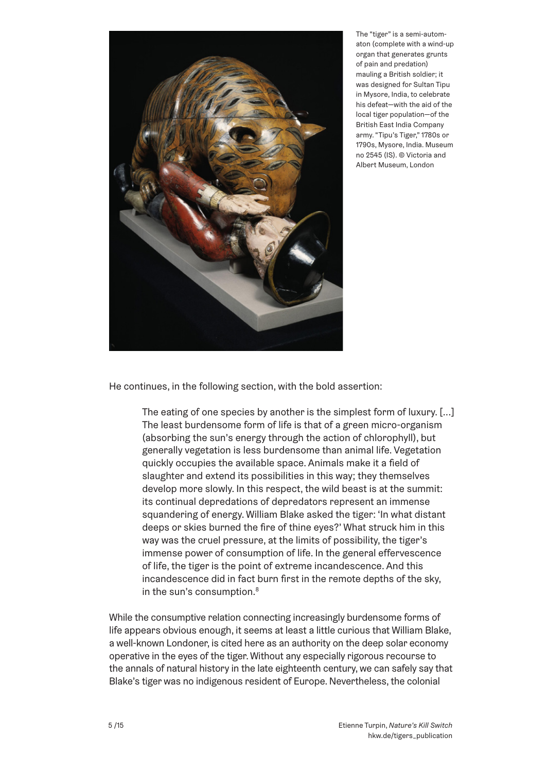The "tiger" is a semi-automaton (complete with a wind-up organ that generates grunts of pain and predation) mauling a British soldier; it was designed for Sultan Tipu in Mysore, India, to celebrate his defeat—with the aid of the local tiger population—of the British East India Company army. "Tipu's Tiger," 1780s or 1790s, Mysore, India. Museum no 2545 (IS). © Victoria and Albert Museum, London

He continues, in the following section, with the bold assertion:

> The eating of one species by another is the simplest form of luxury. [...] The least burdensome form of life is that of a green micro-organism (absorbing the sun's energy through the action of chlorophyll), but generally vegetation is less burdensome than animal life. Vegetation quickly occupies the available space. Animals make it a field of slaughter and extend its possibilities in this way; they themselves develop more slowly. In this respect, the wild beast is at the summit: its continual depredations of depredators represent an immense squandering of energy. William Blake asked the tiger: 'In what distant deeps or skies burned the fire of thine eyes?' What struck him in this way was the cruel pressure, at the limits of possibility, the tiger's immense power of consumption of life. In the general effervescence of life, the tiger is the point of extreme incandescence. And this incandescence did in fact burn first in the remote depths of the sky, in the sun's consumption.[8]

While the consumptive relation connecting increasingly burdensome forms of life appears obvious enough, it seems at least a little curious that William Blake, a well-known Londoner, is cited here as an authority on the deep solar economy operative in the eyes of the tiger. Without any especially rigorous recourse to the annals of natural history in the late eighteenth century, we can safely say that Blake's tiger was no indigenous resident of Europe. Nevertheless, the colonial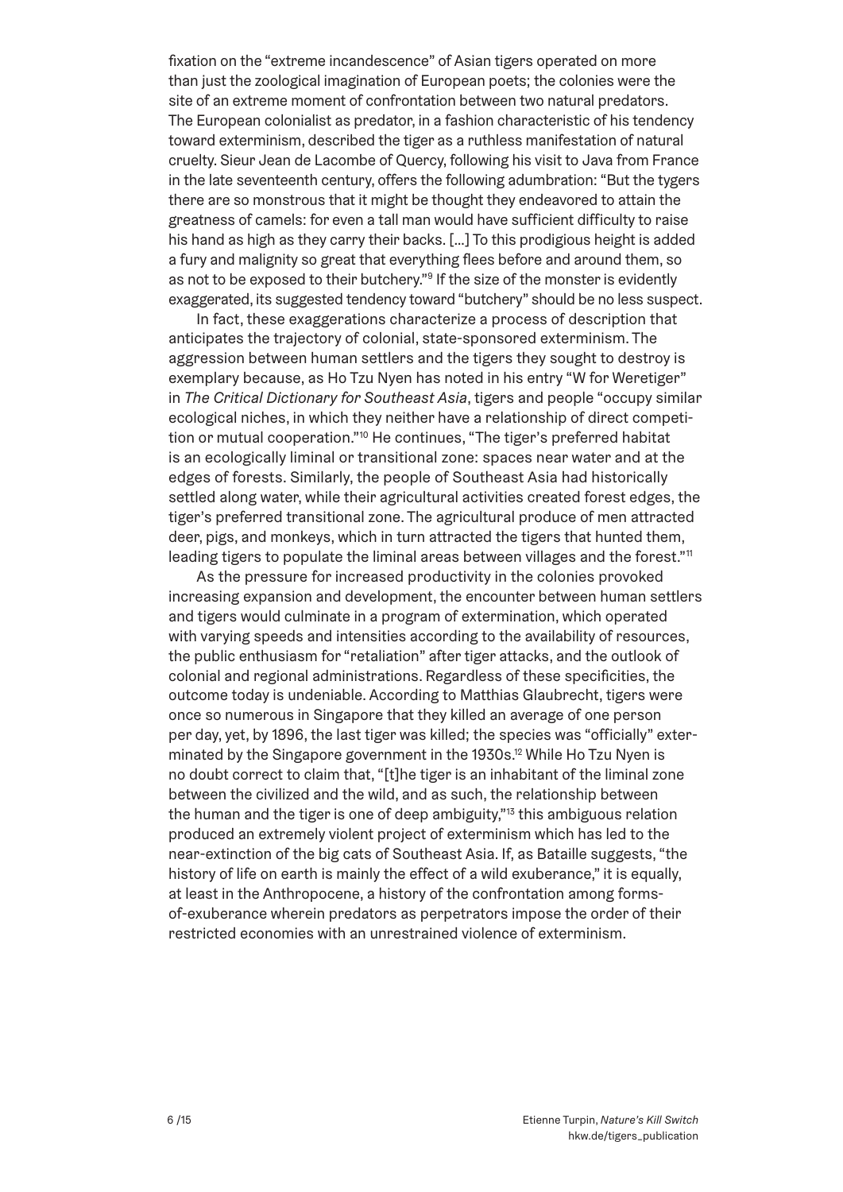fixation on the "extreme incandescence" of Asian tigers operated on more than just the zoological imagination of European poets; the colonies were the site of an extreme moment of confrontation between two natural predators. The European colonialist as predator, in a fashion characteristic of his tendency toward exterminism, described the tiger as a ruthless manifestation of natural cruelty. Sieur Jean de Lacombe of Quercy, following his visit to Java from France in the late seventeenth century, offers the following adumbration: "But the tygers there are so monstrous that it might be thought they endeavored to attain the greatness of camels: for even a tall man would have sufficient difficulty to raise his hand as high as they carry their backs. [...] To this prodigious height is added a fury and malignity so great that everything flees before and around them, so as not to be exposed to their butchery."[9] If the size of the monster is evidently exaggerated, its suggested tendency toward "butchery" should be no less suspect.

In fact, these exaggerations characterize a process of description that anticipates the trajectory of colonial, state-sponsored exterminism. The aggression between human settlers and the tigers they sought to destroy is exemplary because, as Ho Tzu Nyen has noted in his entry "W for Weretiger" in *The Critical Dictionary for Southeast Asia*, tigers and people "occupy similar ecological niches, in which they neither have a relationship of direct competition or mutual cooperation."[10] He continues, "The tiger's preferred habitat is an ecologically liminal or transitional zone: spaces near water and at the edges of forests. Similarly, the people of Southeast Asia had historically settled along water, while their agricultural activities created forest edges, the tiger's preferred transitional zone. The agricultural produce of men attracted deer, pigs, and monkeys, which in turn attracted the tigers that hunted them, leading tigers to populate the liminal areas between villages and the forest."[11]

As the pressure for increased productivity in the colonies provoked increasing expansion and development, the encounter between human settlers and tigers would culminate in a program of extermination, which operated with varying speeds and intensities according to the availability of resources, the public enthusiasm for "retaliation" after tiger attacks, and the outlook of colonial and regional administrations. Regardless of these specificities, the outcome today is undeniable. According to Matthias Glaubrecht, tigers were once so numerous in Singapore that they killed an average of one person per day, yet, by 1896, the last tiger was killed; the species was "officially" exterminated by the Singapore government in the 1930s.[12] While Ho Tzu Nyen is no doubt correct to claim that, "[t]he tiger is an inhabitant of the liminal zone between the civilized and the wild, and as such, the relationship between the human and the tiger is one of deep ambiguity,"[13] this ambiguous relation produced an extremely violent project of exterminism which has led to the near-extinction of the big cats of Southeast Asia. If, as Bataille suggests, "the history of life on earth is mainly the effect of a wild exuberance," it is equally, at least in the Anthropocene, a history of the confrontation among forms-of-exuberance wherein predators as perpetrators impose the order of their restricted economies with an unrestrained violence of exterminism.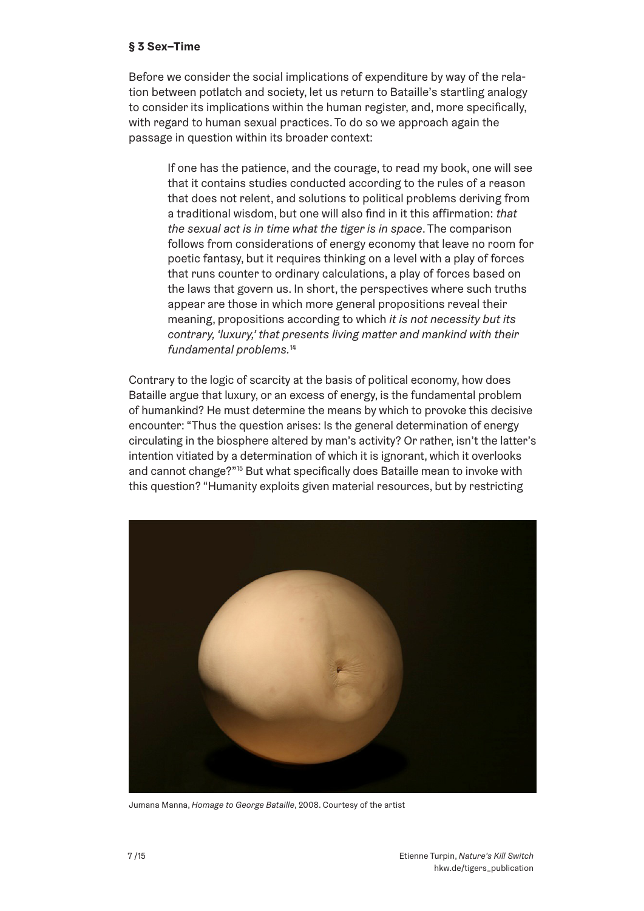### § 3 Sex–Time

Before we consider the social implications of expenditure by way of the relation between potlatch and society, let us return to Bataille's startling analogy to consider its implications within the human register, and, more specifically, with regard to human sexual practices. To do so we approach again the passage in question within its broader context:

> If one has the patience, and the courage, to read my book, one will see that it contains studies conducted according to the rules of a reason that does not relent, and solutions to political problems deriving from a traditional wisdom, but one will also find in it this affirmation: *that the sexual act is in time what the tiger is in space*. The comparison follows from considerations of energy economy that leave no room for poetic fantasy, but it requires thinking on a level with a play of forces that runs counter to ordinary calculations, a play of forces based on the laws that govern us. In short, the perspectives where such truths appear are those in which more general propositions reveal their meaning, propositions according to which *it is not necessity but its contrary, 'luxury,' that presents living matter and mankind with their fundamental problems.*[14]

Contrary to the logic of scarcity at the basis of political economy, how does Bataille argue that luxury, or an excess of energy, is the fundamental problem of humankind? He must determine the means by which to provoke this decisive encounter: "Thus the question arises: Is the general determination of energy circulating in the biosphere altered by man's activity? Or rather, isn't the latter's intention vitiated by a determination of which it is ignorant, which it overlooks and cannot change?"[15] But what specifically does Bataille mean to invoke with this question? "Humanity exploits given material resources, but by restricting

Jumana Manna, *Homage to George Bataille*, 2008. Courtesy of the artist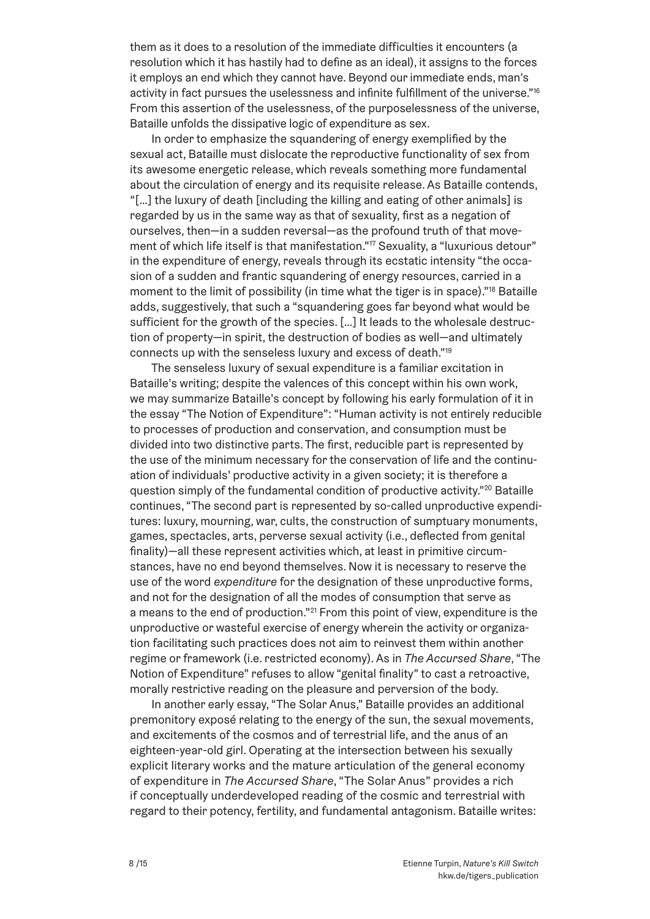them as it does to a resolution of the immediate difficulties it encounters (a resolution which it has hastily had to define as an ideal), it assigns to the forces it employs an end which they cannot have. Beyond our immediate ends, man's activity in fact pursues the uselessness and infinite fulfillment of the universe."[16] From this assertion of the uselessness, of the purposelessness of the universe, Bataille unfolds the dissipative logic of expenditure as sex.

In order to emphasize the squandering of energy exemplified by the sexual act, Bataille must dislocate the reproductive functionality of sex from its awesome energetic release, which reveals something more fundamental about the circulation of energy and its requisite release. As Bataille contends, "[…] the luxury of death [including the killing and eating of other animals] is regarded by us in the same way as that of sexuality, first as a negation of ourselves, then—in a sudden reversal—as the profound truth of that movement of which life itself is that manifestation."[17] Sexuality, a "luxurious detour" in the expenditure of energy, reveals through its ecstatic intensity "the occasion of a sudden and frantic squandering of energy resources, carried in a moment to the limit of possibility (in time what the tiger is in space)."[18] Bataille adds, suggestively, that such a "squandering goes far beyond what would be sufficient for the growth of the species. […] It leads to the wholesale destruction of property—in spirit, the destruction of bodies as well—and ultimately connects up with the senseless luxury and excess of death."[19]

The senseless luxury of sexual expenditure is a familiar excitation in Bataille's writing; despite the valences of this concept within his own work, we may summarize Bataille's concept by following his early formulation of it in the essay "The Notion of Expenditure": "Human activity is not entirely reducible to processes of production and conservation, and consumption must be divided into two distinctive parts. The first, reducible part is represented by the use of the minimum necessary for the conservation of life and the continuation of individuals' productive activity in a given society; it is therefore a question simply of the fundamental condition of productive activity."[20] Bataille continues, "The second part is represented by so-called unproductive expenditures: luxury, mourning, war, cults, the construction of sumptuary monuments, games, spectacles, arts, perverse sexual activity (i.e., deflected from genital finality)—all these represent activities which, at least in primitive circumstances, have no end beyond themselves. Now it is necessary to reserve the use of the word *expenditure* for the designation of these unproductive forms, and not for the designation of all the modes of consumption that serve as a means to the end of production."[21] From this point of view, expenditure is the unproductive or wasteful exercise of energy wherein the activity or organization facilitating such practices does not aim to reinvest them within another regime or framework (i.e. restricted economy). As in *The Accursed Share*, "The Notion of Expenditure" refuses to allow "genital finality" to cast a retroactive, morally restrictive reading on the pleasure and perversion of the body.

In another early essay, "The Solar Anus," Bataille provides an additional premonitory exposé relating to the energy of the sun, the sexual movements, and excitements of the cosmos and of terrestrial life, and the anus of an eighteen-year-old girl. Operating at the intersection between his sexually explicit literary works and the mature articulation of the general economy of expenditure in *The Accursed Share*, "The Solar Anus" provides a rich if conceptually underdeveloped reading of the cosmic and terrestrial with regard to their potency, fertility, and fundamental antagonism. Bataille writes: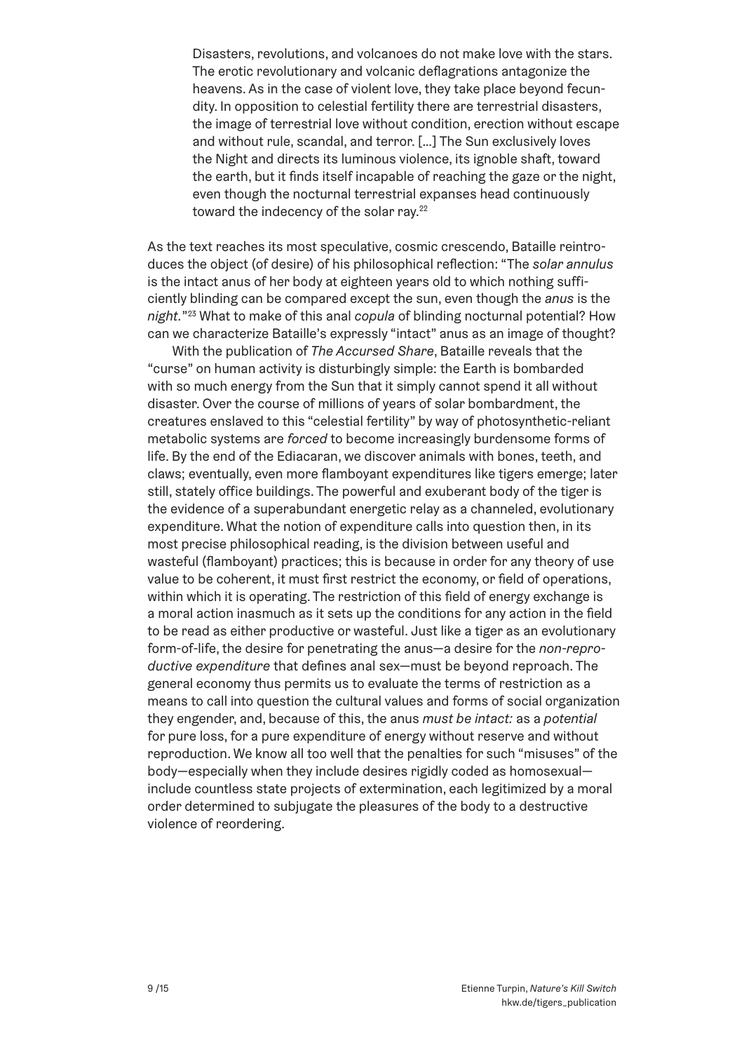> Disasters, revolutions, and volcanoes do not make love with the stars. The erotic revolutionary and volcanic deflagrations antagonize the heavens. As in the case of violent love, they take place beyond fecundity. In opposition to celestial fertility there are terrestrial disasters, the image of terrestrial love without condition, erection without escape and without rule, scandal, and terror. [...] The Sun exclusively loves the Night and directs its luminous violence, its ignoble shaft, toward the earth, but it finds itself incapable of reaching the gaze or the night, even though the nocturnal terrestrial expanses head continuously toward the indecency of the solar ray.[22]

As the text reaches its most speculative, cosmic crescendo, Bataille reintroduces the object (of desire) of his philosophical reflection: "The *solar annulus* is the intact anus of her body at eighteen years old to which nothing sufficiently blinding can be compared except the sun, even though the *anus* is the *night.*"[23] What to make of this anal *copula* of blinding nocturnal potential? How can we characterize Bataille's expressly "intact" anus as an image of thought?

With the publication of *The Accursed Share*, Bataille reveals that the "curse" on human activity is disturbingly simple: the Earth is bombarded with so much energy from the Sun that it simply cannot spend it all without disaster. Over the course of millions of years of solar bombardment, the creatures enslaved to this "celestial fertility" by way of photosynthetic-reliant metabolic systems are *forced* to become increasingly burdensome forms of life. By the end of the Ediacaran, we discover animals with bones, teeth, and claws; eventually, even more flamboyant expenditures like tigers emerge; later still, stately office buildings. The powerful and exuberant body of the tiger is the evidence of a superabundant energetic relay as a channeled, evolutionary expenditure. What the notion of expenditure calls into question then, in its most precise philosophical reading, is the division between useful and wasteful (flamboyant) practices; this is because in order for any theory of use value to be coherent, it must first restrict the economy, or field of operations, within which it is operating. The restriction of this field of energy exchange is a moral action inasmuch as it sets up the conditions for any action in the field to be read as either productive or wasteful. Just like a tiger as an evolutionary form-of-life, the desire for penetrating the anus—a desire for the *non-reproductive expenditure* that defines anal sex—must be beyond reproach. The general economy thus permits us to evaluate the terms of restriction as a means to call into question the cultural values and forms of social organization they engender, and, because of this, the anus *must be intact:* as a *potential* for pure loss, for a pure expenditure of energy without reserve and without reproduction. We know all too well that the penalties for such "misuses" of the body—especially when they include desires rigidly coded as homosexual—include countless state projects of extermination, each legitimized by a moral order determined to subjugate the pleasures of the body to a destructive violence of reordering.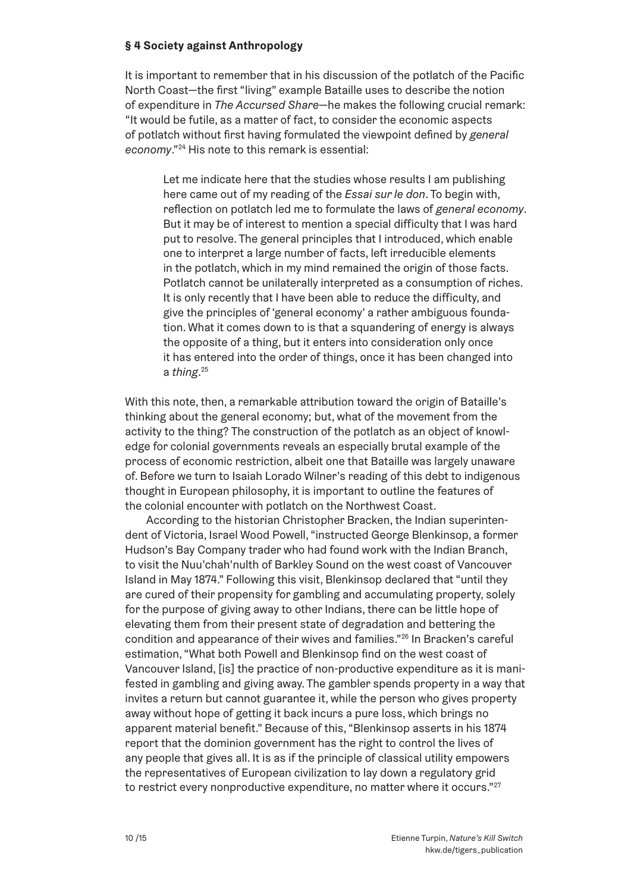### § 4 Society against Anthropology

It is important to remember that in his discussion of the potlatch of the Pacific North Coast—the first "living" example Bataille uses to describe the notion of expenditure in *The Accursed Share*—he makes the following crucial remark: "It would be futile, as a matter of fact, to consider the economic aspects of potlatch without first having formulated the viewpoint defined by *general economy*."[24] His note to this remark is essential:

> Let me indicate here that the studies whose results I am publishing here came out of my reading of the *Essai sur le don*. To begin with, reflection on potlatch led me to formulate the laws of *general economy*. But it may be of interest to mention a special difficulty that I was hard put to resolve. The general principles that I introduced, which enable one to interpret a large number of facts, left irreducible elements in the potlatch, which in my mind remained the origin of those facts. Potlatch cannot be unilaterally interpreted as a consumption of riches. It is only recently that I have been able to reduce the difficulty, and give the principles of 'general economy' a rather ambiguous foundation. What it comes down to is that a squandering of energy is always the opposite of a thing, but it enters into consideration only once it has entered into the order of things, once it has been changed into a *thing*.[25]

With this note, then, a remarkable attribution toward the origin of Bataille's thinking about the general economy; but, what of the movement from the activity to the thing? The construction of the potlatch as an object of knowledge for colonial governments reveals an especially brutal example of the process of economic restriction, albeit one that Bataille was largely unaware of. Before we turn to Isaiah Lorado Wilner's reading of this debt to indigenous thought in European philosophy, it is important to outline the features of the colonial encounter with potlatch on the Northwest Coast.

According to the historian Christopher Bracken, the Indian superintendent of Victoria, Israel Wood Powell, "instructed George Blenkinsop, a former Hudson's Bay Company trader who had found work with the Indian Branch, to visit the Nuu'chah'nulth of Barkley Sound on the west coast of Vancouver Island in May 1874." Following this visit, Blenkinsop declared that "until they are cured of their propensity for gambling and accumulating property, solely for the purpose of giving away to other Indians, there can be little hope of elevating them from their present state of degradation and bettering the condition and appearance of their wives and families."[26] In Bracken's careful estimation, "What both Powell and Blenkinsop find on the west coast of Vancouver Island, [is] the practice of non-productive expenditure as it is manifested in gambling and giving away. The gambler spends property in a way that invites a return but cannot guarantee it, while the person who gives property away without hope of getting it back incurs a pure loss, which brings no apparent material benefit." Because of this, "Blenkinsop asserts in his 1874 report that the dominion government has the right to control the lives of any people that gives all. It is as if the principle of classical utility empowers the representatives of European civilization to lay down a regulatory grid to restrict every nonproductive expenditure, no matter where it occurs."[27]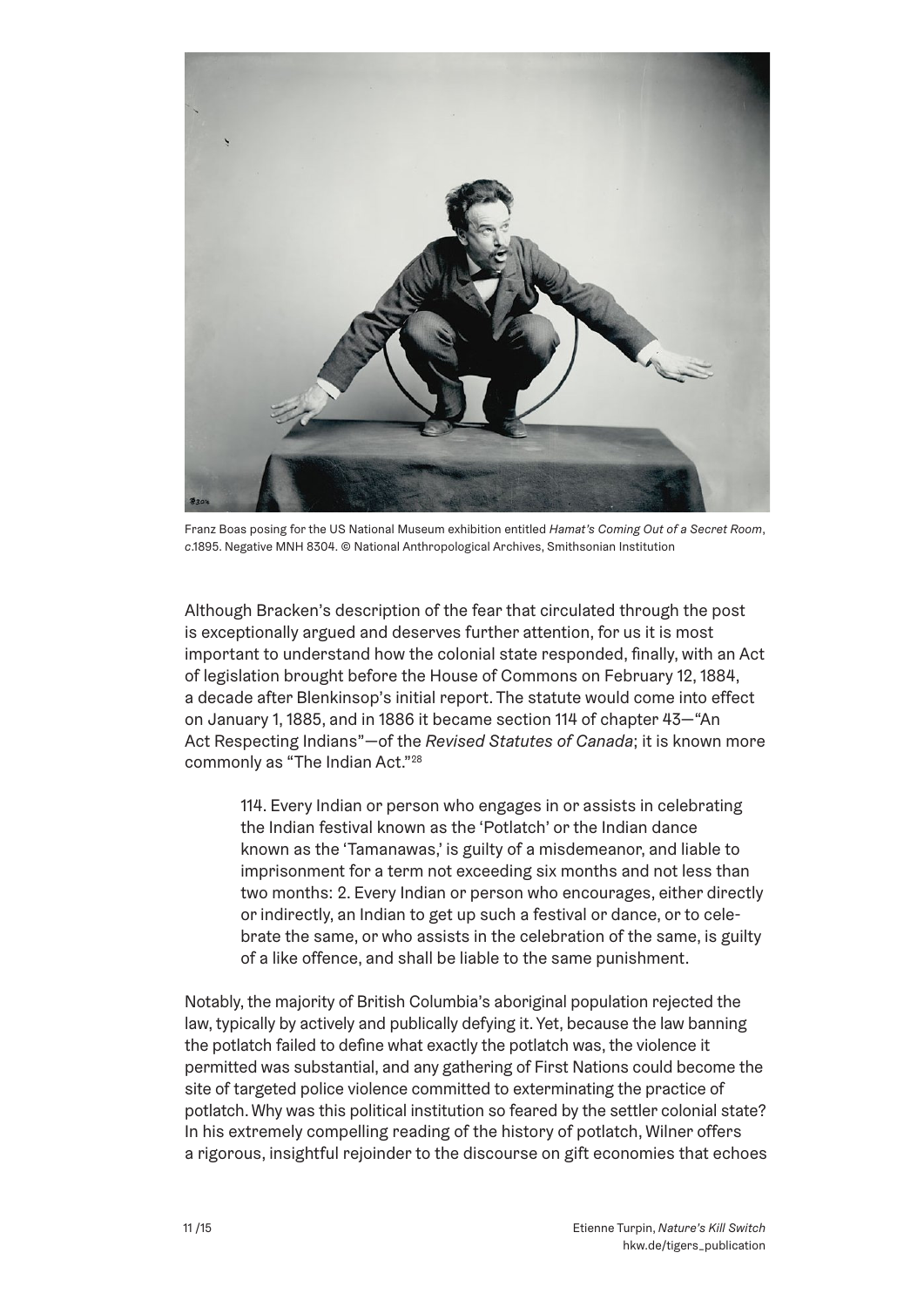Franz Boas posing for the US National Museum exhibition entitled *Hamat's Coming Out of a Secret Room*, *c.*1895. Negative MNH 8304. © National Anthropological Archives, Smithsonian Institution

Although Bracken's description of the fear that circulated through the post is exceptionally argued and deserves further attention, for us it is most important to understand how the colonial state responded, finally, with an Act of legislation brought before the House of Commons on February 12, 1884, a decade after Blenkinsop's initial report. The statute would come into effect on January 1, 1885, and in 1886 it became section 114 of chapter 43—"An Act Respecting Indians"—of the *Revised Statutes of Canada*; it is known more commonly as "The Indian Act."[28]

> 114. Every Indian or person who engages in or assists in celebrating the Indian festival known as the 'Potlatch' or the Indian dance known as the 'Tamanawas,' is guilty of a misdemeanor, and liable to imprisonment for a term not exceeding six months and not less than two months: 2. Every Indian or person who encourages, either directly or indirectly, an Indian to get up such a festival or dance, or to celebrate the same, or who assists in the celebration of the same, is guilty of a like offence, and shall be liable to the same punishment.

Notably, the majority of British Columbia's aboriginal population rejected the law, typically by actively and publically defying it. Yet, because the law banning the potlatch failed to define what exactly the potlatch was, the violence it permitted was substantial, and any gathering of First Nations could become the site of targeted police violence committed to exterminating the practice of potlatch. Why was this political institution so feared by the settler colonial state? In his extremely compelling reading of the history of potlatch, Wilner offers a rigorous, insightful rejoinder to the discourse on gift economies that echoes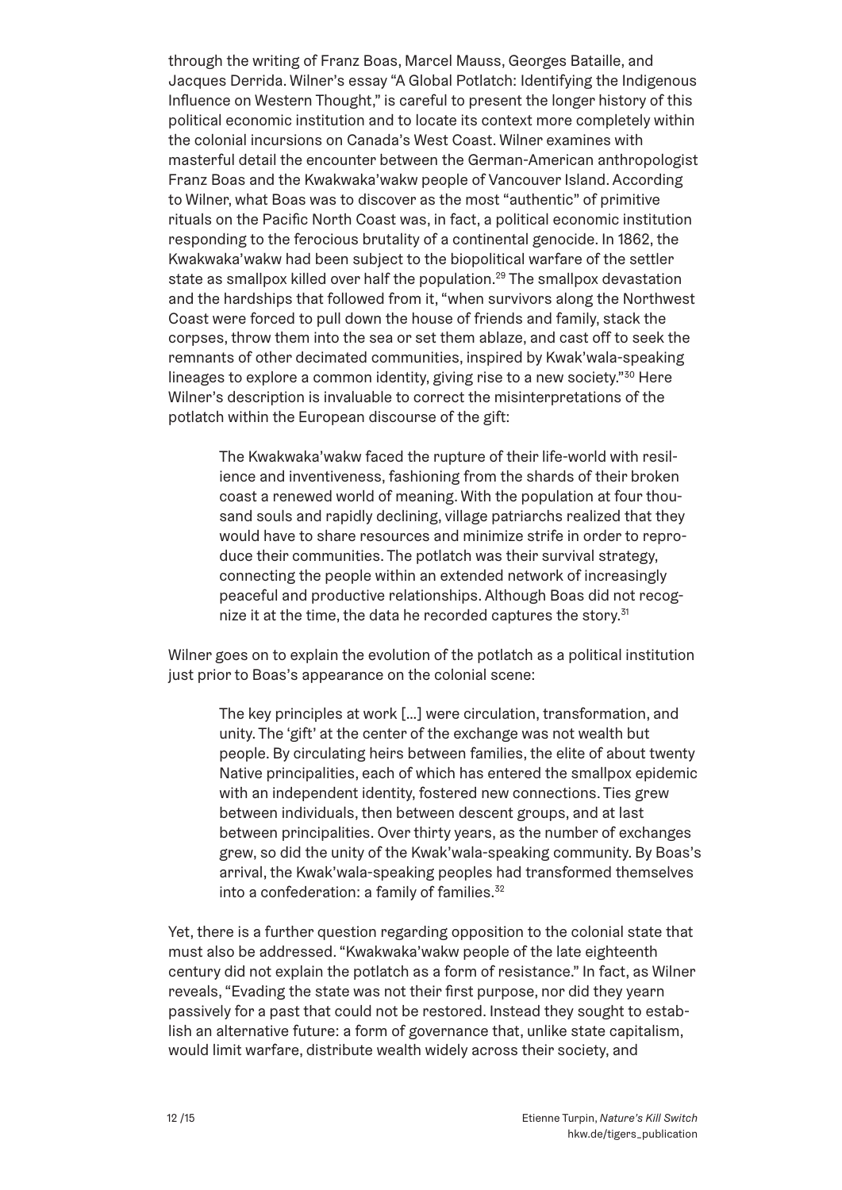through the writing of Franz Boas, Marcel Mauss, Georges Bataille, and Jacques Derrida. Wilner's essay "A Global Potlatch: Identifying the Indigenous Influence on Western Thought," is careful to present the longer history of this political economic institution and to locate its context more completely within the colonial incursions on Canada's West Coast. Wilner examines with masterful detail the encounter between the German-American anthropologist Franz Boas and the Kwakwaka'wakw people of Vancouver Island. According to Wilner, what Boas was to discover as the most "authentic" of primitive rituals on the Pacific North Coast was, in fact, a political economic institution responding to the ferocious brutality of a continental genocide. In 1862, the Kwakwaka'wakw had been subject to the biopolitical warfare of the settler state as smallpox killed over half the population.[29] The smallpox devastation and the hardships that followed from it, "when survivors along the Northwest Coast were forced to pull down the house of friends and family, stack the corpses, throw them into the sea or set them ablaze, and cast off to seek the remnants of other decimated communities, inspired by Kwak'wala-speaking lineages to explore a common identity, giving rise to a new society."[30] Here Wilner's description is invaluable to correct the misinterpretations of the potlatch within the European discourse of the gift:

> The Kwakwaka'wakw faced the rupture of their life-world with resilience and inventiveness, fashioning from the shards of their broken coast a renewed world of meaning. With the population at four thousand souls and rapidly declining, village patriarchs realized that they would have to share resources and minimize strife in order to reproduce their communities. The potlatch was their survival strategy, connecting the people within an extended network of increasingly peaceful and productive relationships. Although Boas did not recognize it at the time, the data he recorded captures the story.[31]

Wilner goes on to explain the evolution of the potlatch as a political institution just prior to Boas's appearance on the colonial scene:

> The key principles at work [...] were circulation, transformation, and unity. The 'gift' at the center of the exchange was not wealth but people. By circulating heirs between families, the elite of about twenty Native principalities, each of which has entered the smallpox epidemic with an independent identity, fostered new connections. Ties grew between individuals, then between descent groups, and at last between principalities. Over thirty years, as the number of exchanges grew, so did the unity of the Kwak'wala-speaking community. By Boas's arrival, the Kwak'wala-speaking peoples had transformed themselves into a confederation: a family of families.[32]

Yet, there is a further question regarding opposition to the colonial state that must also be addressed. "Kwakwaka'wakw people of the late eighteenth century did not explain the potlatch as a form of resistance." In fact, as Wilner reveals, "Evading the state was not their first purpose, nor did they yearn passively for a past that could not be restored. Instead they sought to establish an alternative future: a form of governance that, unlike state capitalism, would limit warfare, distribute wealth widely across their society, and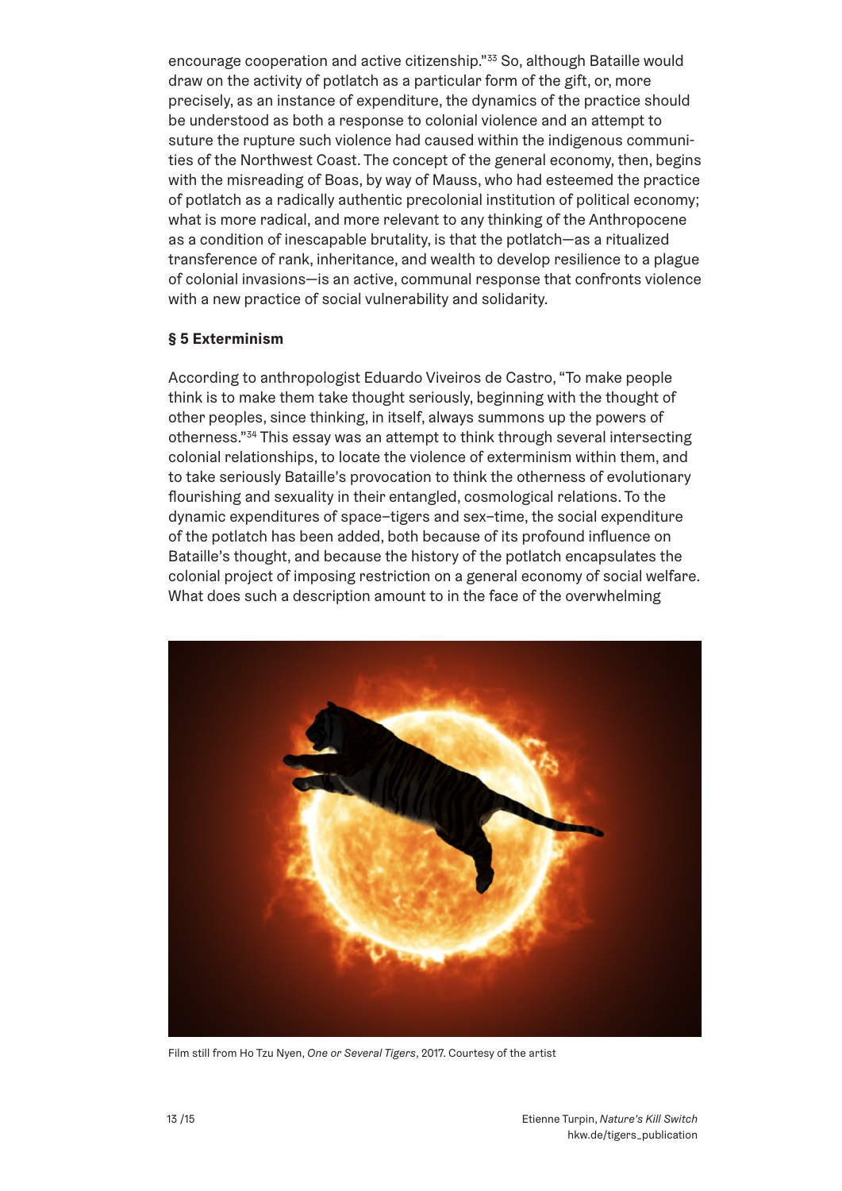encourage cooperation and active citizenship."[33] So, although Bataille would draw on the activity of potlatch as a particular form of the gift, or, more precisely, as an instance of expenditure, the dynamics of the practice should be understood as both a response to colonial violence and an attempt to suture the rupture such violence had caused within the indigenous communities of the Northwest Coast. The concept of the general economy, then, begins with the misreading of Boas, by way of Mauss, who had esteemed the practice of potlatch as a radically authentic precolonial institution of political economy; what is more radical, and more relevant to any thinking of the Anthropocene as a condition of inescapable brutality, is that the potlatch—as a ritualized transference of rank, inheritance, and wealth to develop resilience to a plague of colonial invasions—is an active, communal response that confronts violence with a new practice of social vulnerability and solidarity.

**§ 5 Exterminism**

According to anthropologist Eduardo Viveiros de Castro, "To make people think is to make them take thought seriously, beginning with the thought of other peoples, since thinking, in itself, always summons up the powers of otherness."[34] This essay was an attempt to think through several intersecting colonial relationships, to locate the violence of exterminism within them, and to take seriously Bataille's provocation to think the otherness of evolutionary flourishing and sexuality in their entangled, cosmological relations. To the dynamic expenditures of space–tigers and sex–time, the social expenditure of the potlatch has been added, both because of its profound influence on Bataille's thought, and because the history of the potlatch encapsulates the colonial project of imposing restriction on a general economy of social welfare. What does such a description amount to in the face of the overwhelming

Film still from Ho Tzu Nyen, *One or Several Tigers*, 2017. Courtesy of the artist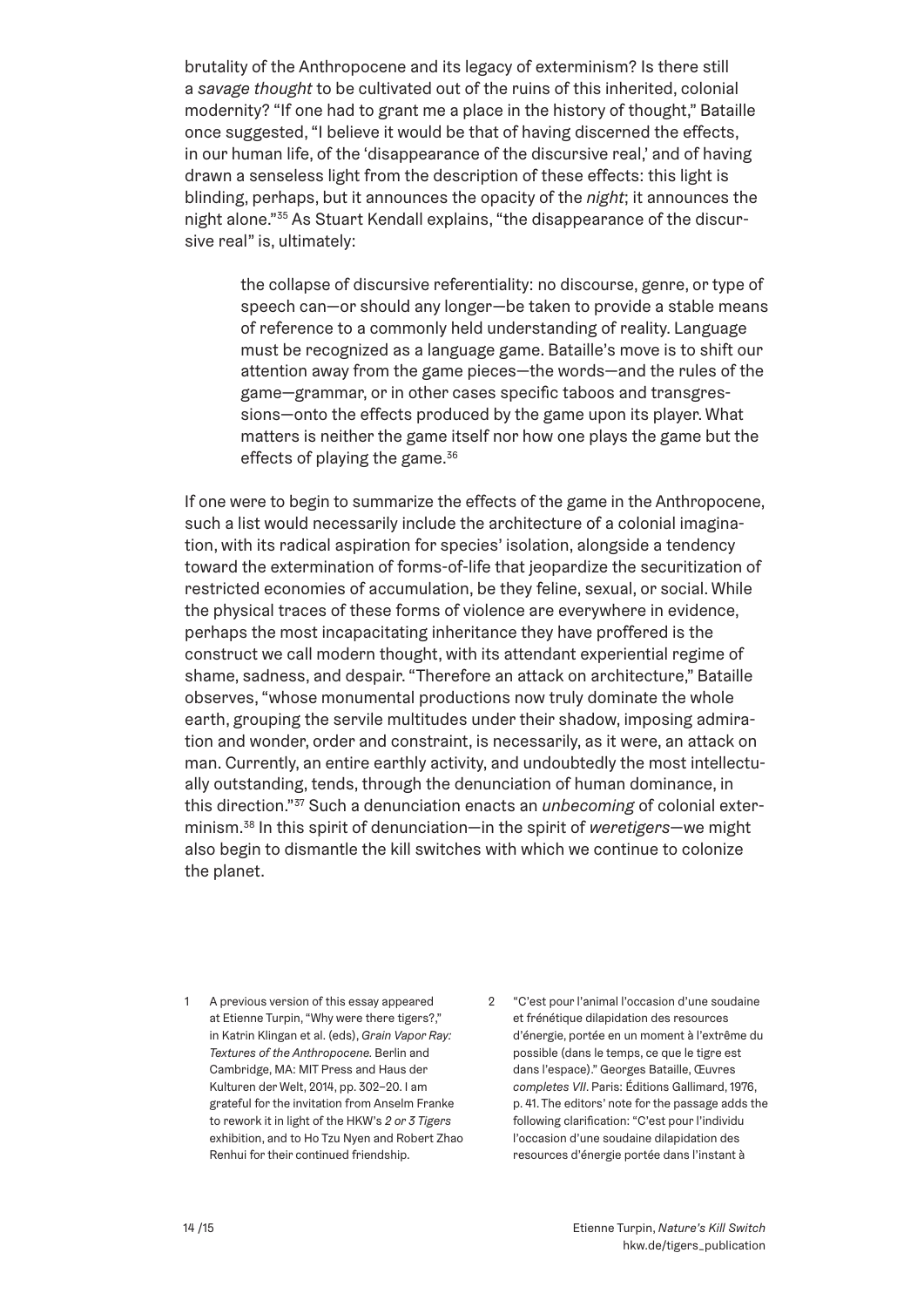brutality of the Anthropocene and its legacy of exterminism? Is there still a *savage thought* to be cultivated out of the ruins of this inherited, colonial modernity? "If one had to grant me a place in the history of thought," Bataille once suggested, "I believe it would be that of having discerned the effects, in our human life, of the 'disappearance of the discursive real,' and of having drawn a senseless light from the description of these effects: this light is blinding, perhaps, but it announces the opacity of the *night*; it announces the night alone."[35] As Stuart Kendall explains, "the disappearance of the discursive real" is, ultimately:

> the collapse of discursive referentiality: no discourse, genre, or type of speech can—or should any longer—be taken to provide a stable means of reference to a commonly held understanding of reality. Language must be recognized as a language game. Bataille's move is to shift our attention away from the game pieces—the words—and the rules of the game—grammar, or in other cases specific taboos and transgressions—onto the effects produced by the game upon its player. What matters is neither the game itself nor how one plays the game but the effects of playing the game.[36]

If one were to begin to summarize the effects of the game in the Anthropocene, such a list would necessarily include the architecture of a colonial imagination, with its radical aspiration for species' isolation, alongside a tendency toward the extermination of forms-of-life that jeopardize the securitization of restricted economies of accumulation, be they feline, sexual, or social. While the physical traces of these forms of violence are everywhere in evidence, perhaps the most incapacitating inheritance they have proffered is the construct we call modern thought, with its attendant experiential regime of shame, sadness, and despair. "Therefore an attack on architecture," Bataille observes, "whose monumental productions now truly dominate the whole earth, grouping the servile multitudes under their shadow, imposing admiration and wonder, order and constraint, is necessarily, as it were, an attack on man. Currently, an entire earthly activity, and undoubtedly the most intellectually outstanding, tends, through the denunciation of human dominance, in this direction."[37] Such a denunciation enacts an *unbecoming* of colonial exterminism.[38] In this spirit of denunciation—in the spirit of *weretigers*—we might also begin to dismantle the kill switches with which we continue to colonize the planet.

1 A previous version of this essay appeared at Etienne Turpin, "Why were there tigers?," in Katrin Klingan et al. (eds), *Grain Vapor Ray: Textures of the Anthropocene*. Berlin and Cambridge, MA: MIT Press and Haus der Kulturen der Welt, 2014, pp. 302–20. I am grateful for the invitation from Anselm Franke to rework it in light of the HKW's *2 or 3 Tigers* exhibition, and to Ho Tzu Nyen and Robert Zhao Renhui for their continued friendship.

2 "C'est pour l'animal l'occasion d'une soudaine et frénétique dilapidation des resources d'énergie, portée en un moment à l'extrême du possible (dans le temps, ce que le tigre est dans l'espace)." Georges Bataille, Œuvres *completes VII*. Paris: Éditions Gallimard, 1976, p. 41. The editors' note for the passage adds the following clarification: "C'est pour l'individu l'occasion d'une soudaine dilapidation des resources d'énergie portée dans l'instant à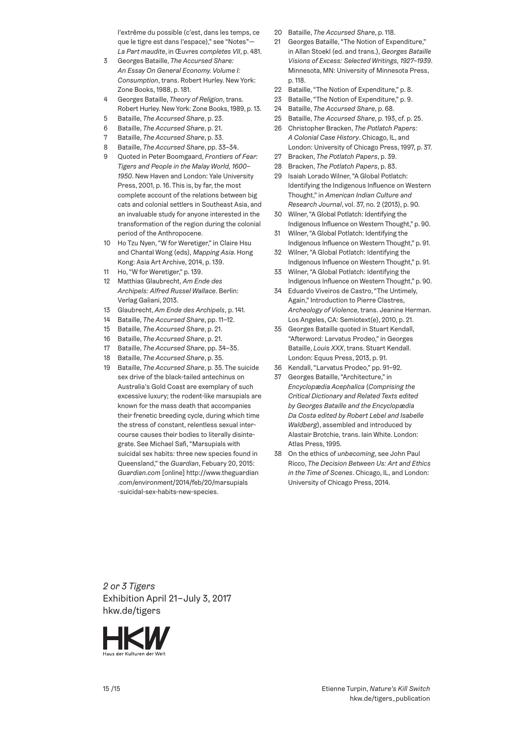l'extrême du possible (c'est, dans les temps, ce que le tigre est dans l'espace)," see "Notes"—*La Part maudite*, in Œuvres *completes VII*, p. 481.

3 Georges Bataille, *The Accursed Share: An Essay On General Economy. Volume I: Consumption*, trans. Robert Hurley. New York: Zone Books, 1988, p. 181.
4 Georges Bataille, *Theory of Religion*, trans. Robert Hurley. New York: Zone Books, 1989, p. 13.
5 Bataille, *The Accursed Share*, p. 23.
6 Bataille, *The Accursed Share*, p. 21.
7 Bataille, *The Accursed Share*, p. 33.
8 Bataille, *The Accursed Share*, pp. 33–34.
9 Quoted in Peter Boomgaard, *Frontiers of Fear: Tigers and People in the Malay World, 1600–1950*. New Haven and London: Yale University Press, 2001, p. 16. This is, by far, the most complete account of the relations between big cats and colonial settlers in Southeast Asia, and an invaluable study for anyone interested in the transformation of the region during the colonial period of the Anthropocene.
10 Ho Tzu Nyen, "W for Weretiger," in Claire Hsu and Chantal Wong (eds), *Mapping Asia*. Hong Kong: Asia Art Archive, 2014, p. 139.
11 Ho, "W for Weretiger," p. 139.
12 Matthias Glaubrecht, *Am Ende des Archipels: Alfred Russel Wallace*. Berlin: Verlag Galiani, 2013.
13 Glaubrecht, *Am Ende des Archipels*, p. 141.
14 Bataille, *The Accursed Share*, pp. 11–12.
15 Bataille, *The Accursed Share*, p. 21.
16 Bataille, *The Accursed Share*, p. 21.
17 Bataille, *The Accursed Share*, pp. 34–35.
18 Bataille, *The Accursed Share*, p. 35.
19 Bataille, *The Accursed Share*, p. 35. The suicide sex drive of the black-tailed antechinus on Australia's Gold Coast are exemplary of such excessive luxury; the rodent-like marsupials are known for the mass death that accompanies their frenetic breeding cycle, during which time the stress of constant, relentless sexual intercourse causes their bodies to literally disintegrate. See Michael Safi, "Marsupials with suicidal sex habits: three new species found in Queensland," the *Guardian*, Febuary 20, 2015: *Guardian.com* [online] http://www.theguardian.com/environment/2014/feb/20/marsupials-suicidal-sex-habits-new-species.
20 Bataille, *The Accursed Share*, p. 118.
21 Georges Bataille, "The Notion of Expenditure," in Allan Stoekl (ed. and trans.), *Georges Bataille Visions of Excess: Selected Writings, 1927–1939*. Minnesota, MN: University of Minnesota Press, p. 118.
22 Bataille, "The Notion of Expenditure," p. 8.
23 Bataille, "The Notion of Expenditure," p. 9.
24 Bataille, *The Accursed Share*, p. 68.
25 Bataille, *The Accursed Share*, p. 193, cf. p. 25.
26 Christopher Bracken, *The Potlatch Papers: A Colonial Case History*. Chicago, IL, and London: University of Chicago Press, 1997, p. 37.
27 Bracken, *The Potlatch Papers*, p. 39.
28 Bracken, *The Potlatch Papers*, p. 83.
29 Isaiah Lorado Wilner, "A Global Potlatch: Identifying the Indigenous Influence on Western Thought," in *American Indian Culture and Research Journal*, vol. 37, no. 2 (2013), p. 90.
30 Wilner, "A Global Potlatch: Identifying the Indigenous Influence on Western Thought," p. 90.
31 Wilner, "A Global Potlatch: Identifying the Indigenous Influence on Western Thought," p. 91.
32 Wilner, "A Global Potlatch: Identifying the Indigenous Influence on Western Thought," p. 91.
33 Wilner, "A Global Potlatch: Identifying the Indigenous Influence on Western Thought," p. 90.
34 Eduardo Viveiros de Castro, "The Untimely, Again," Introduction to Pierre Clastres, *Archeology of Violence*, trans. Jeanine Herman. Los Angeles, CA: Semiotext(e), 2010, p. 21.
35 Georges Bataille quoted in Stuart Kendall, "Afterword: Larvatus Prodeo," in Georges Bataille, *Louis XXX*, trans. Stuart Kendall. London: Equus Press, 2013, p. 91.
36 Kendall, "Larvatus Prodeo," pp. 91–92.
37 Georges Bataille, "Architecture," in *Encyclopædia Acephalica* (*Comprising the Critical Dictionary and Related Texts edited by Georges Bataille and the Encyclopædia Da Costa edited by Robert Lebel and Isabelle Waldberg*), assembled and introduced by Alastair Brotchie, trans. Iain White. London: Atlas Press, 1995.
38 On the ethics of *unbecoming*, see John Paul Ricco, *The Decision Between Us: Art and Ethics in the Time of Scenes*. Chicago, IL, and London: University of Chicago Press, 2014.

*2 or 3 Tigers*
Exhibition April 21–July 3, 2017
hkw.de/tigers

HKW
Haus der Kulturen der Welt